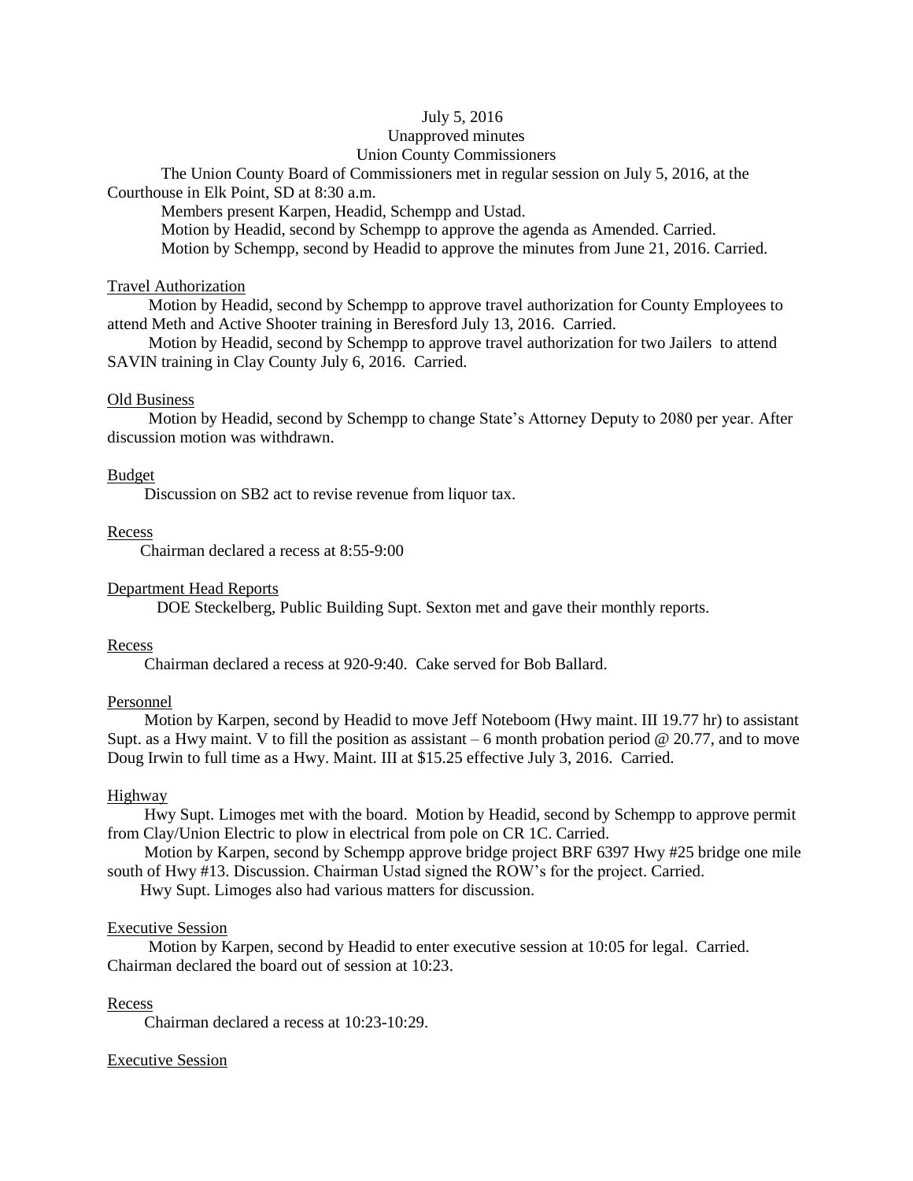July 5, 2016
Unapproved minutes
Union County Commissioners

The Union County Board of Commissioners met in regular session on July 5, 2016, at the Courthouse in Elk Point, SD at 8:30 a.m.

Members present Karpen, Headid, Schempp and Ustad.

Motion by Headid, second by Schempp to approve the agenda as Amended. Carried.

Motion by Schempp, second by Headid to approve the minutes from June 21, 2016. Carried.

Travel Authorization

Motion by Headid, second by Schempp to approve travel authorization for County Employees to attend Meth and Active Shooter training in Beresford July 13, 2016. Carried.

Motion by Headid, second by Schempp to approve travel authorization for two Jailers to attend SAVIN training in Clay County July 6, 2016. Carried.

Old Business

Motion by Headid, second by Schempp to change State's Attorney Deputy to 2080 per year. After discussion motion was withdrawn.

Budget

Discussion on SB2 act to revise revenue from liquor tax.

Recess

Chairman declared a recess at 8:55-9:00

Department Head Reports

DOE Steckelberg, Public Building Supt. Sexton met and gave their monthly reports.

Recess

Chairman declared a recess at 920-9:40. Cake served for Bob Ballard.

Personnel

Motion by Karpen, second by Headid to move Jeff Noteboom (Hwy maint. III 19.77 hr) to assistant Supt. as a Hwy maint. V to fill the position as assistant – 6 month probation period @ 20.77, and to move Doug Irwin to full time as a Hwy. Maint. III at $15.25 effective July 3, 2016. Carried.

Highway

Hwy Supt. Limoges met with the board. Motion by Headid, second by Schempp to approve permit from Clay/Union Electric to plow in electrical from pole on CR 1C. Carried.

Motion by Karpen, second by Schempp approve bridge project BRF 6397 Hwy #25 bridge one mile south of Hwy #13. Discussion. Chairman Ustad signed the ROW's for the project. Carried.

Hwy Supt. Limoges also had various matters for discussion.

Executive Session

Motion by Karpen, second by Headid to enter executive session at 10:05 for legal. Carried. Chairman declared the board out of session at 10:23.

Recess

Chairman declared a recess at 10:23-10:29.

Executive Session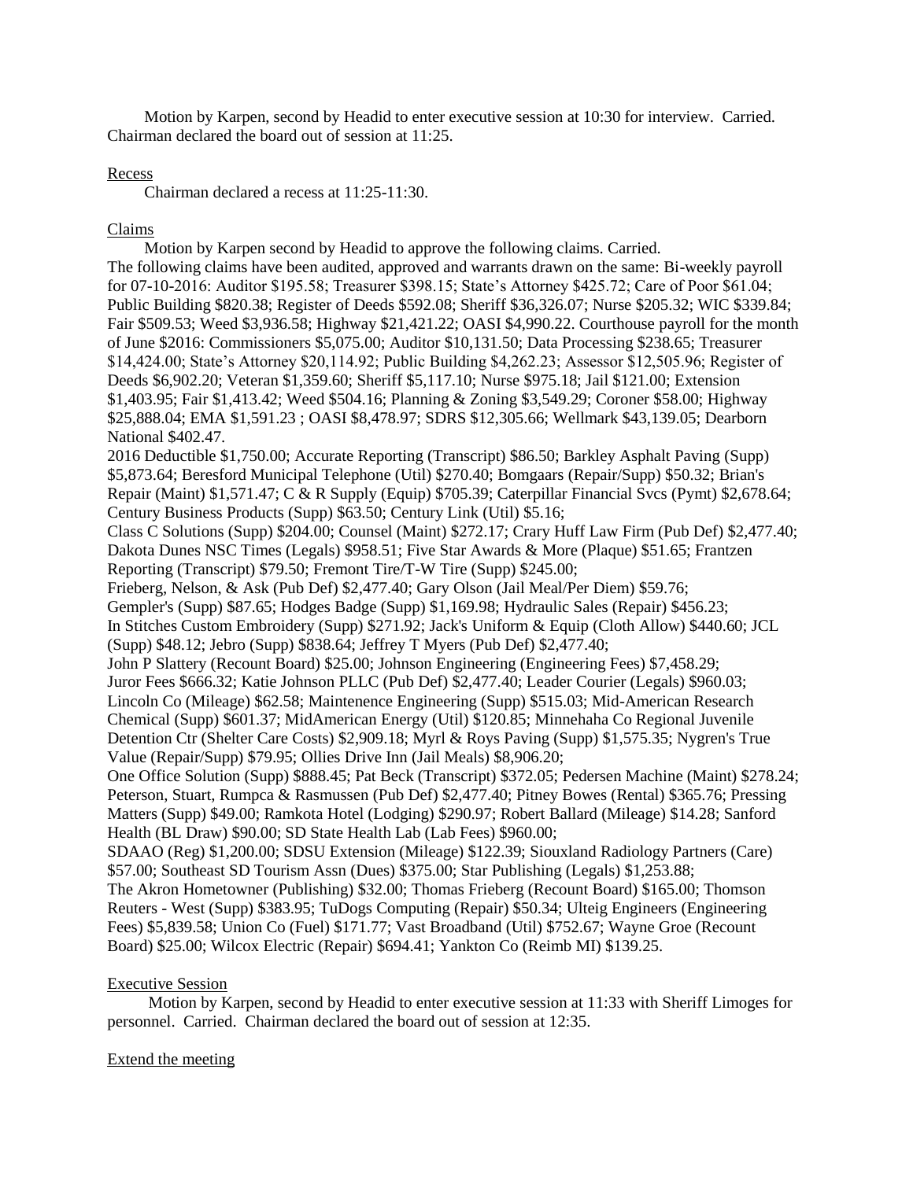Motion by Karpen, second by Headid to enter executive session at 10:30 for interview. Carried. Chairman declared the board out of session at 11:25.

Recess

Chairman declared a recess at 11:25-11:30.

Claims

Motion by Karpen second by Headid to approve the following claims. Carried.
The following claims have been audited, approved and warrants drawn on the same: Bi-weekly payroll for 07-10-2016: Auditor $195.58; Treasurer $398.15; State's Attorney $425.72; Care of Poor $61.04; Public Building $820.38; Register of Deeds $592.08; Sheriff $36,326.07; Nurse $205.32; WIC $339.84; Fair $509.53; Weed $3,936.58; Highway $21,421.22; OASI $4,990.22. Courthouse payroll for the month of June $2016: Commissioners $5,075.00; Auditor $10,131.50; Data Processing $238.65; Treasurer $14,424.00; State's Attorney $20,114.92; Public Building $4,262.23; Assessor $12,505.96; Register of Deeds $6,902.20; Veteran $1,359.60; Sheriff $5,117.10; Nurse $975.18; Jail $121.00; Extension $1,403.95; Fair $1,413.42; Weed $504.16; Planning & Zoning $3,549.29; Coroner $58.00; Highway $25,888.04; EMA $1,591.23 ; OASI $8,478.97; SDRS $12,305.66; Wellmark $43,139.05; Dearborn National $402.47.
2016 Deductible $1,750.00; Accurate Reporting (Transcript) $86.50; Barkley Asphalt Paving (Supp) $5,873.64; Beresford Municipal Telephone (Util) $270.40; Bomgaars (Repair/Supp) $50.32; Brian's Repair (Maint) $1,571.47; C & R Supply (Equip) $705.39; Caterpillar Financial Svcs (Pymt) $2,678.64; Century Business Products (Supp) $63.50; Century Link (Util) $5.16;
Class C Solutions (Supp) $204.00; Counsel (Maint) $272.17; Crary Huff Law Firm (Pub Def) $2,477.40; Dakota Dunes NSC Times (Legals) $958.51; Five Star Awards & More (Plaque) $51.65; Frantzen Reporting (Transcript) $79.50; Fremont Tire/T-W Tire (Supp) $245.00;
Frieberg, Nelson, & Ask (Pub Def) $2,477.40; Gary Olson (Jail Meal/Per Diem) $59.76;
Gempler's (Supp) $87.65; Hodges Badge (Supp) $1,169.98; Hydraulic Sales (Repair) $456.23;
In Stitches Custom Embroidery (Supp) $271.92; Jack's Uniform & Equip (Cloth Allow) $440.60; JCL (Supp) $48.12; Jebro (Supp) $838.64; Jeffrey T Myers (Pub Def) $2,477.40;
John P Slattery (Recount Board) $25.00; Johnson Engineering (Engineering Fees) $7,458.29;
Juror Fees $666.32; Katie Johnson PLLC (Pub Def) $2,477.40; Leader Courier (Legals) $960.03;
Lincoln Co (Mileage) $62.58; Maintenence Engineering (Supp) $515.03; Mid-American Research Chemical (Supp) $601.37; MidAmerican Energy (Util) $120.85; Minnehaha Co Regional Juvenile Detention Ctr (Shelter Care Costs) $2,909.18; Myrl & Roys Paving (Supp) $1,575.35; Nygren's True Value (Repair/Supp) $79.95; Ollies Drive Inn (Jail Meals) $8,906.20;
One Office Solution (Supp) $888.45; Pat Beck (Transcript) $372.05; Pedersen Machine (Maint) $278.24; Peterson, Stuart, Rumpca & Rasmussen (Pub Def) $2,477.40; Pitney Bowes (Rental) $365.76; Pressing Matters (Supp) $49.00; Ramkota Hotel (Lodging) $290.97; Robert Ballard (Mileage) $14.28; Sanford Health (BL Draw) $90.00; SD State Health Lab (Lab Fees) $960.00;
SDAAO (Reg) $1,200.00; SDSU Extension (Mileage) $122.39; Siouxland Radiology Partners (Care) $57.00; Southeast SD Tourism Assn (Dues) $375.00; Star Publishing (Legals) $1,253.88;
The Akron Hometowner (Publishing) $32.00; Thomas Frieberg (Recount Board) $165.00; Thomson Reuters - West (Supp) $383.95; TuDogs Computing (Repair) $50.34; Ulteig Engineers (Engineering Fees) $5,839.58; Union Co (Fuel) $171.77; Vast Broadband (Util) $752.67; Wayne Groe (Recount Board) $25.00; Wilcox Electric (Repair) $694.41; Yankton Co (Reimb MI) $139.25.

Executive Session

Motion by Karpen, second by Headid to enter executive session at 11:33 with Sheriff Limoges for personnel. Carried. Chairman declared the board out of session at 12:35.

Extend the meeting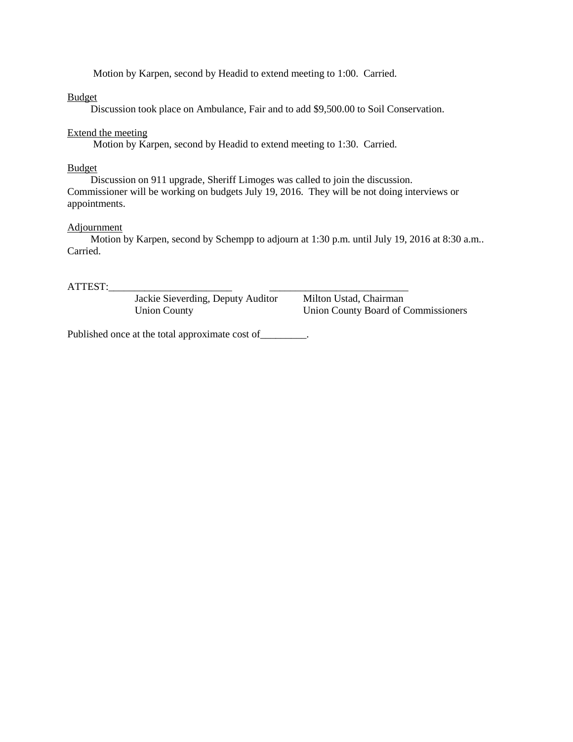Motion by Karpen, second by Headid to extend meeting to 1:00. Carried.

Budget

Discussion took place on Ambulance, Fair and to add $9,500.00 to Soil Conservation.

Extend the meeting

Motion by Karpen, second by Headid to extend meeting to 1:30. Carried.

Budget

Discussion on 911 upgrade, Sheriff Limoges was called to join the discussion. Commissioner will be working on budgets July 19, 2016. They will be not doing interviews or appointments.

Adjournment

Motion by Karpen, second by Schempp to adjourn at 1:30 p.m. until July 19, 2016 at 8:30 a.m.. Carried.

ATTEST:________________________ ___________________________

Jackie Sieverding, Deputy Auditor
Union County

Milton Ustad, Chairman
Union County Board of Commissioners

Published once at the total approximate cost of_________.